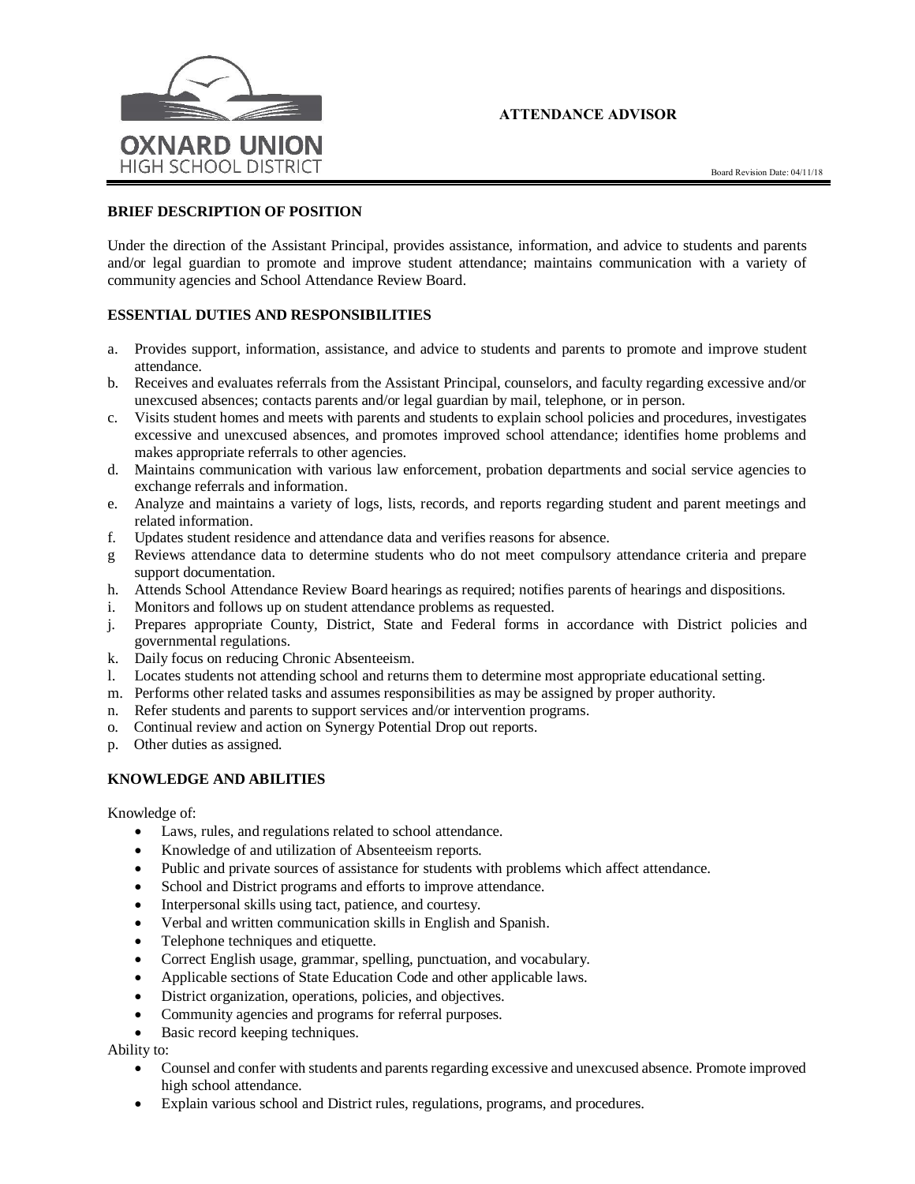OXNARD UNION HIGH SCHOOL DISTRICT

# ATTENDANCE ADVISOR

Board Revision Date: 04/11/18

## BRIEF DESCRIPTION OF POSITION

Under the direction of the Assistant Principal, provides assistance, information, and advice to students and parents and/or legal guardian to promote and improve student attendance; maintains communication with a variety of community agencies and School Attendance Review Board.

## ESSENTIAL DUTIES AND RESPONSIBILITIES

a. Provides support, information, assistance, and advice to students and parents to promote and improve student attendance.
b. Receives and evaluates referrals from the Assistant Principal, counselors, and faculty regarding excessive and/or unexcused absences; contacts parents and/or legal guardian by mail, telephone, or in person.
c. Visits student homes and meets with parents and students to explain school policies and procedures, investigates excessive and unexcused absences, and promotes improved school attendance; identifies home problems and makes appropriate referrals to other agencies.
d. Maintains communication with various law enforcement, probation departments and social service agencies to exchange referrals and information.
e. Analyze and maintains a variety of logs, lists, records, and reports regarding student and parent meetings and related information.
f. Updates student residence and attendance data and verifies reasons for absence.
g Reviews attendance data to determine students who do not meet compulsory attendance criteria and prepare support documentation.
h. Attends School Attendance Review Board hearings as required; notifies parents of hearings and dispositions.
i. Monitors and follows up on student attendance problems as requested.
j. Prepares appropriate County, District, State and Federal forms in accordance with District policies and governmental regulations.
k. Daily focus on reducing Chronic Absenteeism.
l. Locates students not attending school and returns them to determine most appropriate educational setting.
m. Performs other related tasks and assumes responsibilities as may be assigned by proper authority.
n. Refer students and parents to support services and/or intervention programs.
o. Continual review and action on Synergy Potential Drop out reports.
p. Other duties as assigned.

## KNOWLEDGE AND ABILITIES

Knowledge of:

- Laws, rules, and regulations related to school attendance.
- Knowledge of and utilization of Absenteeism reports.
- Public and private sources of assistance for students with problems which affect attendance.
- School and District programs and efforts to improve attendance.
- Interpersonal skills using tact, patience, and courtesy.
- Verbal and written communication skills in English and Spanish.
- Telephone techniques and etiquette.
- Correct English usage, grammar, spelling, punctuation, and vocabulary.
- Applicable sections of State Education Code and other applicable laws.
- District organization, operations, policies, and objectives.
- Community agencies and programs for referral purposes.
- Basic record keeping techniques.

Ability to:

- Counsel and confer with students and parents regarding excessive and unexcused absence. Promote improved high school attendance.
- Explain various school and District rules, regulations, programs, and procedures.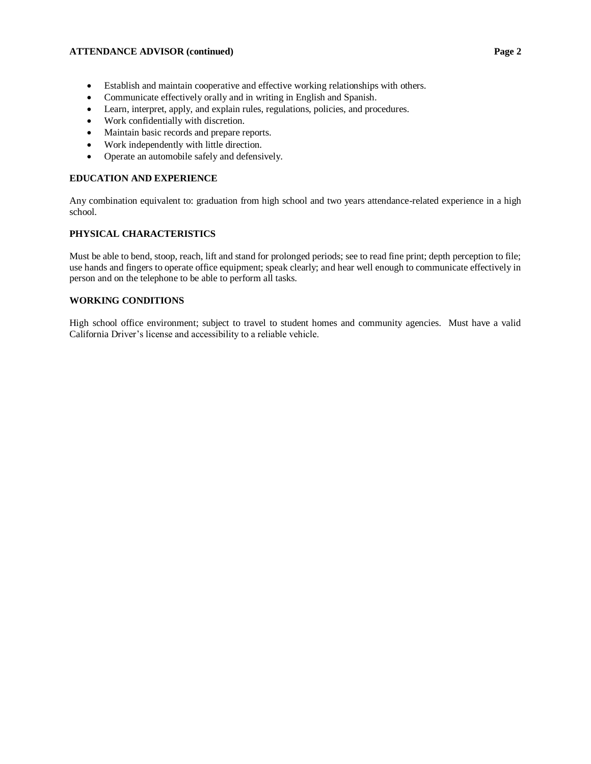- Establish and maintain cooperative and effective working relationships with others.
- Communicate effectively orally and in writing in English and Spanish.
- Learn, interpret, apply, and explain rules, regulations, policies, and procedures.
- Work confidentially with discretion.
- Maintain basic records and prepare reports.
- Work independently with little direction.
- Operate an automobile safely and defensively.

**EDUCATION AND EXPERIENCE**

Any combination equivalent to: graduation from high school and two years attendance-related experience in a high school.

**PHYSICAL CHARACTERISTICS**

Must be able to bend, stoop, reach, lift and stand for prolonged periods; see to read fine print; depth perception to file; use hands and fingers to operate office equipment; speak clearly; and hear well enough to communicate effectively in person and on the telephone to be able to perform all tasks.

**WORKING CONDITIONS**

High school office environment; subject to travel to student homes and community agencies. Must have a valid California Driver's license and accessibility to a reliable vehicle.